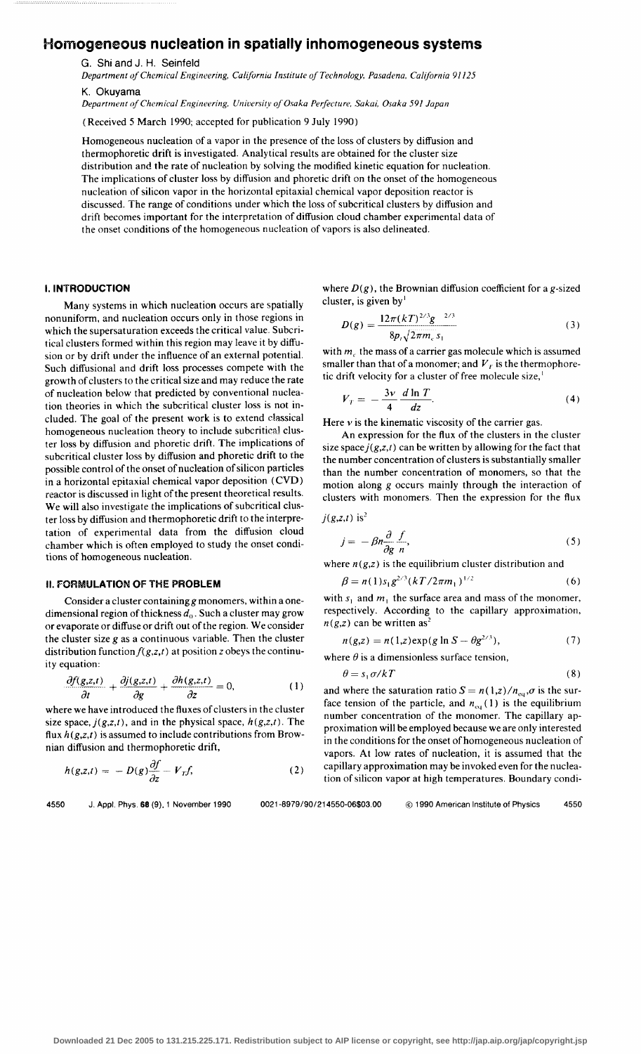# Homogeneous nucleation in spatially inhomogeneous systems

G. Shi and J. H. Seinfeld

*Department of Chemical Engineering, California Institute of Technology, Pasadena, California 91125*

K. Okuyama

*Department of Chemical Engineering, University of Osaka Perfecture, Sakai, Osaka 591 Japan*

(Received 5 March 1990; accepted for publication 9 July 1990)

Homogeneous nucleation of a vapor in the presence of the loss of clusters by diffusion and thermophoretic drift is investigated. Analytical results are obtained for the cluster size distribution and the rate of nucleation by solving the modified kinetic equation for nucleation. The implications of cluster loss by diffusion and phoretic drift on the onset of the homogeneous nucleation of silicon vapor in the horizontal epitaxial chemical vapor deposition reactor is discussed. The range of conditions under which the loss of subcritical clusters by diffusion and drift becomes important for the interpretation of diffusion cloud chamber experimental data of the onset conditions of the homogeneous nucleation of vapors is also delineated.

## I. INTRODUCTION

Many systems in which nucleation occurs are spatially nonuniform, and nucleation occurs only in those regions in which the supersaturation exceeds the critical value. Subcritical clusters formed within this region may leave it by diffusion or by drift under the influence of an external potential. Such diffusional and drift loss processes compete with the growth of clusters to the critical size and may reduce the rate of nucleation below that predicted by conventional nucleation theories in which the subcritical cluster loss is not included. The goal of the present work is to extend classical homogeneous nucleation theory to include subcritical cluster loss by diffusion and phoretic drift. The implications of subcritical cluster loss by diffusion and phoretic drift to the possible control of the onset of nucleation of silicon particles in a horizontal epitaxial chemical vapor deposition (CVD) reactor is discussed in light of the present theoretical results. We will also investigate the implications of subcritical cluster loss by diffusion and thermophoretic drift to the interpretation of experimental data from the diffusion cloud chamber which is often employed to study the onset conditions of homogeneous nucleation.

## II. FORMULATION OF THE PROBLEM

Consider a cluster containing $g$ monomers, within a one-dimensional region of thickness $d_0$. Such a cluster may grow or evaporate or diffuse or drift out of the region. We consider the cluster size $g$ as a continuous variable. Then the cluster distribution function $f(g,z,t)$ at position $z$ obeys the continuity equation:

$$\frac{\partial f(g,z,t)}{\partial t} + \frac{\partial j(g,z,t)}{\partial g} + \frac{\partial h(g,z,t)}{\partial z} = 0, \tag{1}$$

where we have introduced the fluxes of clusters in the cluster size space, $j(g,z,t)$, and in the physical space, $h(g,z,t)$. The flux $h(g,z,t)$ is assumed to include contributions from Brownian diffusion and thermophoretic drift,

$$h(g,z,t) = -D(g)\frac{\partial f}{\partial z} - V_T f, \tag{2}$$

where $D(g)$, the Brownian diffusion coefficient for a $g$-sized cluster, is given by[1]

$$D(g) = \frac{12\pi (kT)^{2/3} g^{-2/3}}{8 p_t \sqrt{2\pi m_c}\, s_1} \tag{3}$$

with $m_c$ the mass of a carrier gas molecule which is assumed smaller than that of a monomer; and $V_t$ is the thermophoretic drift velocity for a cluster of free molecule size,[1]

$$V_t = -\frac{3\nu}{4}\frac{d\ln T}{dz}. \tag{4}$$

Here $\nu$ is the kinematic viscosity of the carrier gas.

An expression for the flux of the clusters in the cluster size space $j(g,z,t)$ can be written by allowing for the fact that the number concentration of clusters is substantially smaller than the number concentration of monomers, so that the motion along $g$ occurs mainly through the interaction of clusters with monomers. Then the expression for the flux $j(g,z,t)$ is[2]

$$j = -\beta n \frac{\partial}{\partial g}\frac{f}{n}, \tag{5}$$

where $n(g,z)$ is the equilibrium cluster distribution and

$$\beta = n(1) s_1 g^{2/3} (kT/2\pi m_1)^{1/2} \tag{6}$$

with $s_1$ and $m_1$ the surface area and mass of the monomer, respectively. According to the capillary approximation, $n(g,z)$ can be written as[2]

$$n(g,z) = n(1,z)\exp(g\ln S - \theta g^{2/3}), \tag{7}$$

where $\theta$ is a dimensionless surface tension,

$$\theta = s_1\sigma/kT \tag{8}$$

and where the saturation ratio $S = n(1,z)/n_{eq}$, $\sigma$ is the surface tension of the particle, and $n_{eq}(1)$ is the equilibrium number concentration of the monomer. The capillary approximation will be employed because we are only interested in the conditions for the onset of homogeneous nucleation of vapors. At low rates of nucleation, it is assumed that the capillary approximation may be invoked even for the nucleation of silicon vapor at high temperatures. Boundary condi-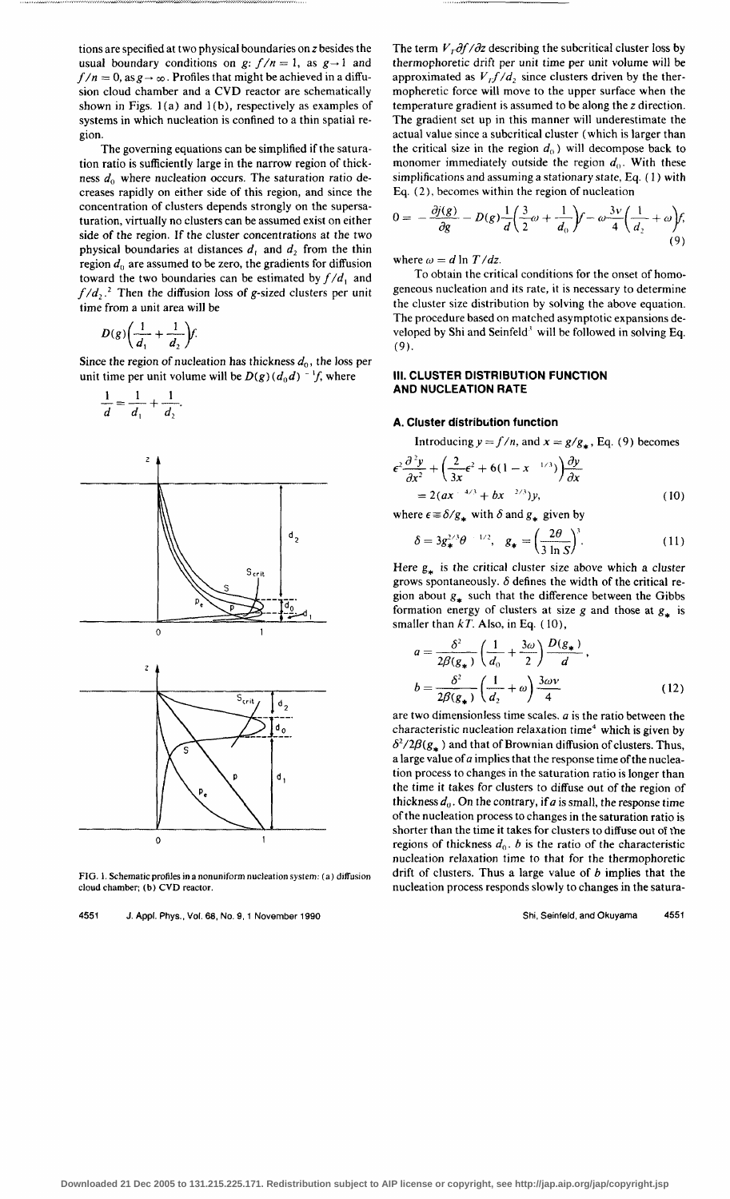tions are specified at two physical boundaries on $z$ besides the usual boundary conditions on $g$: $f/n = 1$, as $g \to 1$ and $f/n = 0$, as $g \to \infty$. Profiles that might be achieved in a diffusion cloud chamber and a CVD reactor are schematically shown in Figs. 1(a) and 1(b), respectively as examples of systems in which nucleation is confined to a thin spatial region.

The governing equations can be simplified if the saturation ratio is sufficiently large in the narrow region of thickness $d_0$ where nucleation occurs. The saturation ratio decreases rapidly on either side of this region, and since the concentration of clusters depends strongly on the supersaturation, virtually no clusters can be assumed exist on either side of the region. If the cluster concentrations at the two physical boundaries at distances $d_1$ and $d_2$ from the thin region $d_0$ are assumed to be zero, the gradients for diffusion toward the two boundaries can be estimated by $f/d_1$ and $f/d_2$.[2] Then the diffusion loss of $g$-sized clusters per unit time from a unit area will be

$$D(g)\left(\frac{1}{d_1} + \frac{1}{d_2}\right)f.$$

Since the region of nucleation has thickness $d_0$, the loss per unit time per unit volume will be $D(g)(d_0 d)^{-1} f$, where

$$\frac{1}{d} = \frac{1}{d_1} + \frac{1}{d_2}.$$

FIG. 1. Schematic profiles in a nonuniform nucleation system: (a) diffusion cloud chamber; (b) CVD reactor.

The term $V_T \partial f/\partial z$ describing the subcritical cluster loss by thermophoretic drift per unit time per unit volume will be approximated as $V_T f/d_2$ since clusters driven by the thermophoretic force will move to the upper surface when the temperature gradient is assumed to be along the $z$ direction. The gradient set up in this manner will underestimate the actual value since a subcritical cluster (which is larger than the critical size in the region $d_0$) will decompose back to monomer immediately outside the region $d_0$. With these simplifications and assuming a stationary state, Eq. (1) with Eq. (2), becomes within the region of nucleation

$$0 = -\frac{\partial j(g)}{\partial g} - D(g)\frac{1}{d}\left(\frac{3}{2}\omega + \frac{1}{d_0}\right)f - \omega\frac{3\nu}{4}\left(\frac{1}{d_2} + \omega\right)f, \tag{9}$$

where $\omega = d \ln T/dz$.

To obtain the critical conditions for the onset of homogeneous nucleation and its rate, it is necessary to determine the cluster size distribution by solving the above equation. The procedure based on matched asymptotic expansions developed by Shi and Seinfeld[1] will be followed in solving Eq. (9).

## III. CLUSTER DISTRIBUTION FUNCTION AND NUCLEATION RATE

### A. Cluster distribution function

Introducing $y = f/n$, and $x = g/g_*$, Eq. (9) becomes

$$\epsilon^2 \frac{\partial^2 y}{\partial x^2} + \left(\frac{2}{3x}\epsilon^2 + 6(1 - x^{-1/3})\right)\frac{\partial y}{\partial x} = 2(ax^{-4/3} + bx^{-2/3})y, \tag{10}$$

where $\epsilon \equiv \delta/g_*$ with $\delta$ and $g_*$ given by

$$\delta = 3g_*^{2/3}\theta^{-1/2}, \quad g_* = \left(\frac{2\theta}{3 \ln S}\right)^3. \tag{11}$$

Here $g_*$ is the critical cluster size above which a cluster grows spontaneously. $\delta$ defines the width of the critical region about $g_*$ such that the difference between the Gibbs formation energy of clusters at size $g$ and those at $g_*$ is smaller than $kT$. Also, in Eq. (10),

$$a = \frac{\delta^2}{2\beta(g_*)}\left(\frac{1}{d_0} + \frac{3\omega}{2}\right)\frac{D(g_*)}{d},$$
$$b = \frac{\delta^2}{2\beta(g_*)}\left(\frac{1}{d_2} + \omega\right)\frac{3\omega\nu}{4} \tag{12}$$

are two dimensionless time scales. $a$ is the ratio between the characteristic nucleation relaxation time[4] which is given by $\delta^2/2\beta(g_*)$ and that of Brownian diffusion of clusters. Thus, a large value of $a$ implies that the response time of the nucleation process to changes in the saturation ratio is longer than the time it takes for clusters to diffuse out of the region of thickness $d_0$. On the contrary, if $a$ is small, the response time of the nucleation process to changes in the saturation ratio is shorter than the time it takes for clusters to diffuse out of the regions of thickness $d_0$. $b$ is the ratio of the characteristic nucleation relaxation time to that for the thermophoretic drift of clusters. Thus a large value of $b$ implies that the nucleation process responds slowly to changes in the satura-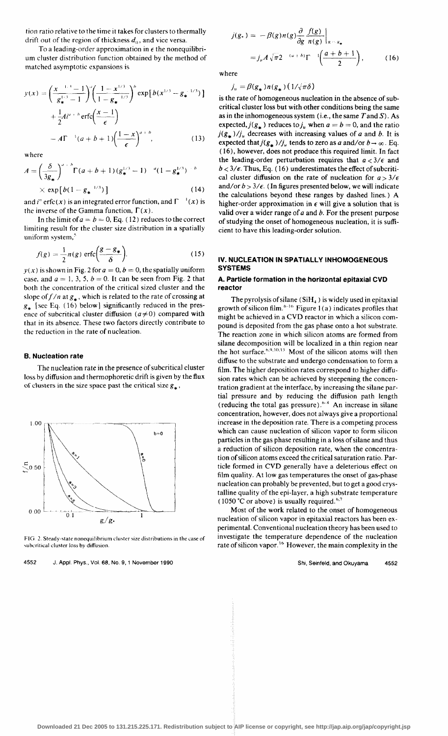tion ratio relative to the time it takes for clusters to thermally drift out of the region of thickness $d_0$, and vice versa.

To a leading-order approximation in $\epsilon$ the nonequilibrium cluster distribution function obtained by the method of matched asymptotic expansions is

$$y(x) = \left(\frac{x^{1/3}-1}{g_*^{1/3}-1}\right)^a \left(\frac{1-x^{1/3}}{1-g_*^{1/3}}\right)^b \exp[b(x^{1/3}-g_*^{1/3})] + \frac{1}{2}Ai^{a+b}\operatorname{erfc}\left(\frac{x-1}{\epsilon}\right) - A\Gamma^{-1}(a+b+1)\left(\frac{1-x}{\epsilon}\right)^{a+b}, \tag{13}$$

where

$$A = \left(\frac{\delta}{3g_*}\right)^{a+b}\Gamma(a+b+1)(g_*^{1/3}-1)^{-a}(1-g_*^{1/3})^{-b} \times \exp[b(1-g_*^{1/3})] \tag{14}$$

and $i^n\operatorname{erfc}(x)$ is an integrated error function, and $\Gamma^{-1}(x)$ is the inverse of the Gamma function, $\Gamma(x)$.

In the limit of $a = b = 0$, Eq. (12) reduces to the correct limiting result for the cluster size distribution in a spatially uniform system,[5]

$$f(g) = \frac{1}{2}n(g)\operatorname{erfc}\left(\frac{g-g_*}{\delta}\right). \tag{15}$$

$y(x)$ is shown in Fig. 2 for $a = 0, b = 0$, the spatially uniform case, and $a = 1, 3, 5, b = 0$. It can be seen from Fig. 2 that both the concentration of the critical sized cluster and the slope of $f/n$ at $g_*$, which is related to the rate of crossing at $g_*$ [see Eq. (16) below] significantly reduced in the presence of subcritical cluster diffusion ($a \neq 0$) compared with that in its absence. These two factors directly contribute to the reduction in the rate of nucleation.

### B. Nucleation rate

The nucleation rate in the presence of subcritical cluster loss by diffusion and thermophoretic drift is given by the flux of clusters in the size space past the critical size $g_*$,

FIG. 2. Steady-state nonequilibrium cluster size distributions in the case of subcritical cluster loss by diffusion.

$$j(g_*) = -\beta(g)n(g)\frac{\partial}{\partial g}\frac{f(g)}{n(g)}\bigg|_{g=g_*} = j_u A\sqrt{\pi}2^{-(a+b)}\Gamma^{-1}\left(\frac{a+b+1}{2}\right), \tag{16}$$

where

$$j_u = \beta(g_*)n(g_*)(1/\sqrt{\pi}\delta)$$

is the rate of homogeneous nucleation in the absence of subcritical cluster loss but with other conditions being the same as in the inhomogeneous system (i.e., the same $T$ and $S$). As expected, $j(g_*)$ reduces to $j_u$ when $a = b = 0$, and the ratio $j(g_*)/j_u$ decreases with increasing values of $a$ and $b$. It is expected that $j(g_*)/j_u$ tends to zero as $a$ and/or $b \to \infty$. Eq. (16), however, does not produce this required limit. In fact the leading-order perturbation requires that $a < 3/\epsilon$ and $b < 3/\epsilon$. Thus, Eq. (16) underestimates the effect of subcritical cluster diffusion on the rate of nucleation for $a > 3/\epsilon$ and/or $b > 3/\epsilon$. (In figures presented below, we will indicate the calculations beyond these ranges by dashed lines.) A higher-order approximation in $\epsilon$ will give a solution that is valid over a wider range of $a$ and $b$. For the present purpose of studying the onset of homogeneous nucleation, it is sufficient to have this leading-order solution.

## IV. NUCLEATION IN SPATIALLY INHOMOGENEOUS SYSTEMS

### A. Particle formation in the horizontal epitaxial CVD reactor

The pyrolysis of silane ($SiH_4$) is widely used in epitaxial growth of silicon film.[6-16] Figure 1(a) indicates profiles that might be achieved in a CVD reactor in which a silicon compound is deposited from the gas phase onto a hot substrate. The reaction zone in which silicon atoms are formed from silane decomposition will be localized in a thin region near the hot surface.[6,9,10,13] Most of the silicon atoms will then diffuse to the substrate and undergo condensation to form a film. The higher deposition rates correspond to higher diffusion rates which can be achieved by steepening the concentration gradient at the interface, by increasing the silane partial pressure and by reducing the diffusion path length (reducing the total gas pressure).[6-8] An increase in silane concentration, however, does not always give a proportional increase in the deposition rate. There is a competing process which can cause nucleation of silicon vapor to form silicon particles in the gas phase resulting in a loss of silane and thus a reduction of silicon deposition rate, when the concentration of silicon atoms exceed the critical saturation ratio. Particle formed in CVD generally have a deleterious effect on film quality. At low gas temperatures the onset of gas-phase nucleation can probably be prevented, but to get a good crystalline quality of the epi-layer, a high substrate temperature (1050 °C or above) is usually required.[6,7]

Most of the work related to the onset of homogeneous nucleation of silicon vapor in epitaxial reactors has been experimental. Conventional nucleation theory has been used to investigate the temperature dependence of the nucleation rate of silicon vapor.[16] However, the main complexity in the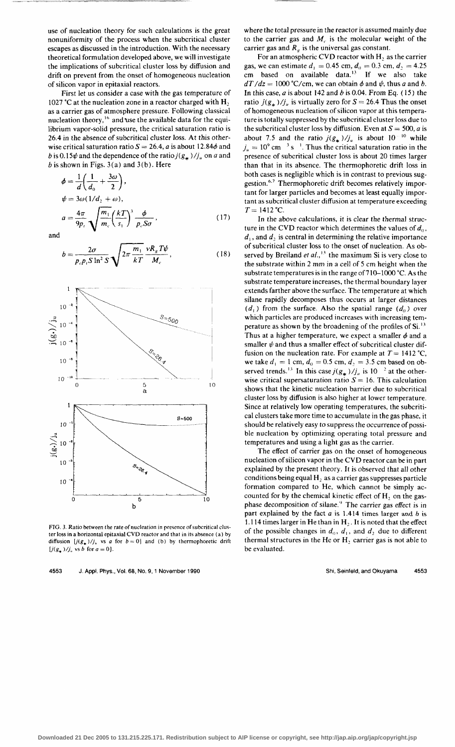use of nucleation theory for such calculations is the great nonuniformity of the process when the subcritical cluster escapes as discussed in the introduction. With the necessary theoretical formulation developed above, we will investigate the implications of subcritical cluster loss by diffusion and drift on prevent from the onset of homogeneous nucleation of silicon vapor in epitaxial reactors.

First let us consider a case with the gas temperature of 1027 °C at the nucleation zone in a reactor charged with $H_2$ as a carrier gas of atmosphere pressure. Following classical nucleation theory,[16] and use the available data for the equilibrium vapor-solid pressure, the critical saturation ratio is 26.4 in the absence of subcritical cluster loss. At this otherwise critical saturation ratio $S = 26.4$, $a$ is about $12.84\phi$ and $b$ is $0.15\psi$ and the dependence of the ratio $j(g_*)/j_u$ on $a$ and $b$ is shown in Figs. 3(a) and 3(b). Here

$$\phi = \frac{1}{d}\left(\frac{1}{d_0} + \frac{3\omega}{2}\right),$$

$$\psi = 3\omega(1/d_2 + \omega),$$

$$a = \frac{4\pi}{9p_t}\sqrt{\frac{m_1}{m_c}}\left(\frac{kT}{s_1}\right)^3 \frac{\phi}{p_e S\sigma}, \tag{17}$$

and

$$b = \frac{2\sigma}{p_e p_t S \ln^2 S}\sqrt{2\pi \frac{m_1}{kT}}\frac{\nu R_g T\psi}{M_c}, \tag{18}$$

FIG. 3. Ratio between the rate of nucleation in presence of subcritical cluster loss in a horizontal epitaxial CVD reactor and that in its absence (a) by diffusion [$j(g_*)/j_u$ vs $a$ for $b = 0$] and (b) by thermophoretic drift [$j(g_*)/j_u$ vs $b$ for $a = 0$].

where the total pressure in the reactor is assumed mainly due to the carrier gas and $M_c$ is the molecular weight of the carrier gas and $R_g$ is the universal gas constant.

For an atmospheric CVD reactor with $H_2$ as the carrier gas, we can estimate $d_1 = 0.45$ cm, $d_0 = 0.3$ cm, $d_2 = 4.25$ cm based on available data.[13] If we also take $dT/dz = 1000$ °C/cm, we can obtain $\phi$ and $\psi$, thus $a$ and $b$. In this case, $a$ is about 142 and $b$ is 0.04. From Eq. (15) the ratio $j(g_*)/j_u$ is virtually zero for $S = 26.4$ Thus the onset of homogeneous nucleation of silicon vapor at this temperature is totally suppressed by the subcritical cluster loss due to the subcritical cluster loss by diffusion. Even at $S = 500$, $a$ is about 7.5 and the ratio $j(g_*)/j_u$ is about $10^{-10}$ while $j_u = 10^9\ \mathrm{cm}^{-3}\,\mathrm{s}^{-1}$. Thus the critical saturation ratio in the presence of subcritical cluster loss is about 20 times larger than that in its absence. The thermophoretic drift loss in both cases is negligible which is in contrast to previous suggestion.[6,7] Thermophoretic drift becomes relatively important for larger particles and becomes at least equally important as subcritical cluster diffusion at temperature exceeding $T = 1412$ °C.

In the above calculations, it is clear the thermal structure in the CVD reactor which determines the values of $d_0$, $d_1$, and $d_2$ is central in determining the relative importance of subcritical cluster loss to the onset of nucleation. As observed by Breiland *et al.*,[13] the maximum Si is very close to the substrate within 2 mm in a cell of 5 cm height when the substrate temperatures is in the range of 710–1000 °C. As the substrate temperature increases, the thermal boundary layer extends farther above the surface. The temperature at which silane rapidly decomposes thus occurs at larger distances ($d_1$) from the surface. Also the spatial range ($d_0$) over which particles are produced increases with increasing temperature as shown by the broadening of the profiles of Si.[13] Thus at a higher temperature, we expect a smaller $\phi$ and a smaller $\psi$ and thus a smaller effect of subcritical cluster diffusion on the nucleation rate. For example at $T = 1412$ °C, we take $d_1 = 1$ cm, $d_0 = 0.5$ cm, $d_2 = 3.5$ cm based on observed trends.[13] In this case $j(g_*)/j_u$ is $10^{-2}$ at the otherwise critical supersaturation ratio $S = 16$. This calculation shows that the kinetic nucleation barrier due to subcritical cluster loss by diffusion is also higher at lower temperature. Since at relatively low operating temperatures, the subcritical clusters take more time to accumulate in the gas phase, it should be relatively easy to suppress the occurrence of possible nucleation by optimizing operating total pressure and temperatures and using a light gas as the carrier.

The effect of carrier gas on the onset of homogeneous nucleation of silicon vapor in the CVD reactor can be in part explained by the present theory. It is observed that all other conditions being equal $H_2$ as a carrier gas suppresses particle formation compared to He, which cannot be simply accounted for by the chemical kinetic effect of $H_2$ on the gas-phase decomposition of silane.[9] The carrier gas effect is in part explained by the fact $a$ is 1.414 times larger and $b$ is 1.114 times larger in He than in $H_2$. It is noted that the effect of the possible changes in $d_0$, $d_1$, and $d_2$ due to different thermal structures in the He or $H_2$ carrier gas is not able to be evaluated.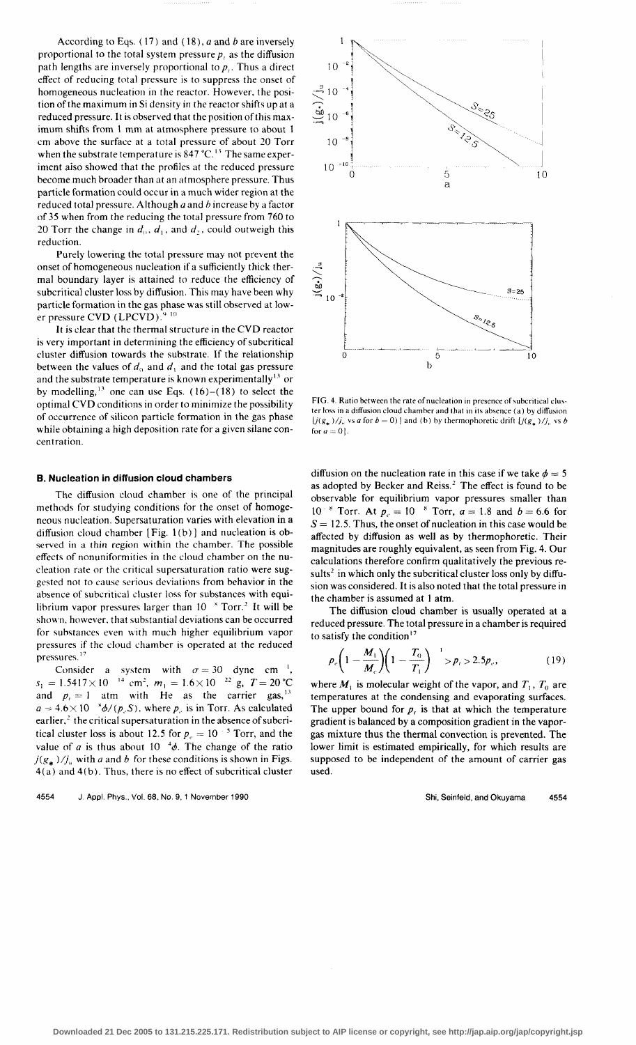According to Eqs. (17) and (18), $a$ and $b$ are inversely proportional to the total system pressure $p_t$ as the diffusion path lengths are inversely proportional to $p_t$. Thus a direct effect of reducing total pressure is to suppress the onset of homogeneous nucleation in the reactor. However, the position of the maximum in Si density in the reactor shifts up at a reduced pressure. It is observed that the position of this maximum shifts from 1 mm at atmosphere pressure to about 1 cm above the surface at a total pressure of about 20 Torr when the substrate temperature is 847 °C.[13] The same experiment also showed that the profiles at the reduced pressure become much broader than at an atmosphere pressure. Thus particle formation could occur in a much wider region at the reduced total pressure. Although $a$ and $b$ increase by a factor of 35 when from the reducing the total pressure from 760 to 20 Torr the change in $d_0$, $d_1$, and $d_2$, could outweigh this reduction.

Purely lowering the total pressure may not prevent the onset of homogeneous nucleation if a sufficiently thick thermal boundary layer is attained to reduce the efficiency of subcritical cluster loss by diffusion. This may have been why particle formation in the gas phase was still observed at lower pressure CVD (LPCVD).[9,10]

It is clear that the thermal structure in the CVD reactor is very important in determining the efficiency of subcritical cluster diffusion towards the substrate. If the relationship between the values of $d_0$ and $d_1$ and the total gas pressure and the substrate temperature is known experimentally[13] or by modelling,[15] one can use Eqs. (16)–(18) to select the optimal CVD conditions in order to minimize the possibility of occurrence of silicon particle formation in the gas phase while obtaining a high deposition rate for a given silane concentration.

### B. Nucleation in diffusion cloud chambers

The diffusion cloud chamber is one of the principal methods for studying conditions for the onset of homogeneous nucleation. Supersaturation varies with elevation in a diffusion cloud chamber [Fig. 1(b)] and nucleation is observed in a thin region within the chamber. The possible effects of nonuniformities in the cloud chamber on the nucleation rate or the critical supersaturation ratio were suggested not to cause serious deviations from behavior in the absence of subcritical cluster loss for substances with equilibrium vapor pressures larger than $10^{-8}$ Torr.[2] It will be shown, however, that substantial deviations can be occurred for substances even with much higher equilibrium vapor pressures if the cloud chamber is operated at the reduced pressures.[17]

Consider a system with $\sigma = 30$ dyne cm$^{-1}$, $s_1 = 1.5417 \times 10^{-14}$ cm$^2$, $m_1 = 1.6 \times 10^{-22}$ g, $T = 20$ °C and $p_t = 1$ atm with He as the carrier gas,[13] $a = 4.6 \times 10^{-8} \phi/(p_e S)$, where $p_e$ is in Torr. As calculated earlier,[2] the critical supersaturation in the absence of subcritical cluster loss is about 12.5 for $p_e = 10^{-5}$ Torr, and the value of $a$ is thus about $10^{-4}\phi$. The change of the ratio $j(g_*)/j_0$ with $a$ and $b$ for these conditions is shown in Figs. 4(a) and 4(b). Thus, there is no effect of subcritical cluster diffusion on the nucleation rate in this case if we take $\phi = 5$ as adopted by Becker and Reiss.[2] The effect is found to be observable for equilibrium vapor pressures smaller than $10^{-8}$ Torr. At $p_e = 10^{-8}$ Torr, $a = 1.8$ and $b = 6.6$ for $S = 12.5$. Thus, the onset of nucleation in this case would be affected by diffusion as well as by thermophoretic. Their magnitudes are roughly equivalent, as seen from Fig. 4. Our calculations therefore confirm qualitatively the previous results[2] in which only the subcritical cluster loss only by diffusion was considered. It is also noted that the total pressure in the chamber is assumed at 1 atm.

The diffusion cloud chamber is usually operated at a reduced pressure. The total pressure in a chamber is required to satisfy the condition[17]

$$p_e\left(1 - \frac{M_1}{M_c}\right)\left(1 - \frac{T_0}{T_1}\right)^{-1} > p_t > 2.5p_e, \qquad (19)$$

where $M_1$ is molecular weight of the vapor, and $T_1$, $T_0$ are temperatures at the condensing and evaporating surfaces. The upper bound for $p_t$ is that at which the temperature gradient is balanced by a composition gradient in the vapor-gas mixture thus the thermal convection is prevented. The lower limit is estimated empirically, for which results are supposed to be independent of the amount of carrier gas used.

FIG. 4. Ratio between the rate of nucleation in presence of subcritical cluster loss in a diffusion cloud chamber and that in its absence (a) by diffusion [$j(g_*)/j_0$ vs $a$ for $b = 0$)] and (b) by thermophoretic drift [$j(g_*)/j_0$ vs $b$ for $a = 0$].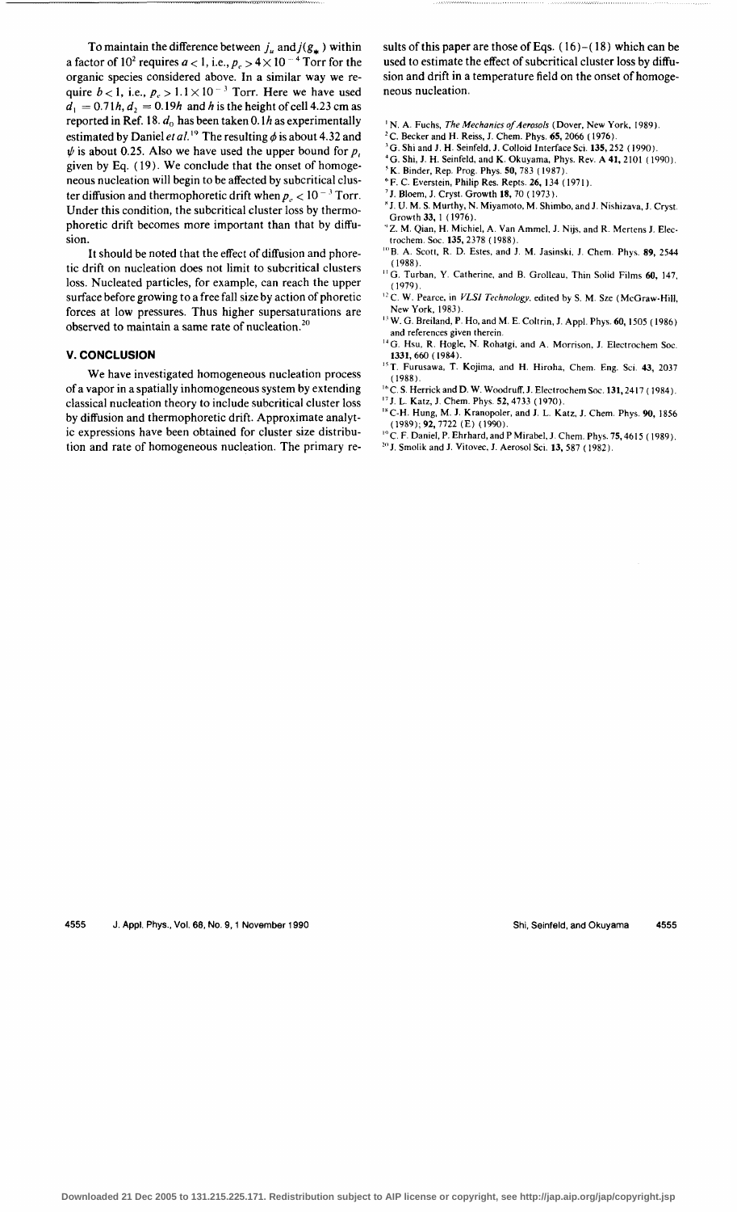To maintain the difference between $j_u$ and $j(g_*)$ within a factor of $10^2$ requires $a < 1$, i.e., $p_c > 4 \times 10^{-4}$ Torr for the organic species considered above. In a similar way we require $b < 1$, i.e., $p_c > 1.1 \times 10^{-3}$ Torr. Here we have used $d_1 = 0.71h$, $d_2 = 0.19h$ and $h$ is the height of cell 4.23 cm as reported in Ref. 18. $d_0$ has been taken $0.1h$ as experimentally estimated by Daniel *et al.*[19] The resulting $\phi$ is about 4.32 and $\psi$ is about 0.25. Also we have used the upper bound for $p_t$ given by Eq. (19). We conclude that the onset of homogeneous nucleation will begin to be affected by subcritical cluster diffusion and thermophoretic drift when $p_c < 10^{-3}$ Torr. Under this condition, the subcritical cluster loss by thermophoretic drift becomes more important than that by diffusion.

It should be noted that the effect of diffusion and phoretic drift on nucleation does not limit to subcritical clusters loss. Nucleated particles, for example, can reach the upper surface before growing to a free fall size by action of phoretic forces at low pressures. Thus higher supersaturations are observed to maintain a same rate of nucleation.[20]

## V. CONCLUSION

We have investigated homogeneous nucleation process of a vapor in a spatially inhomogeneous system by extending classical nucleation theory to include subcritical cluster loss by diffusion and thermophoretic drift. Approximate analytic expressions have been obtained for cluster size distribution and rate of homogeneous nucleation. The primary results of this paper are those of Eqs. (16)–(18) which can be used to estimate the effect of subcritical cluster loss by diffusion and drift in a temperature field on the onset of homogeneous nucleation.

[1] N. A. Fuchs, *The Mechanics of Aerosols* (Dover, New York, 1989).
[2] C. Becker and H. Reiss, J. Chem. Phys. **65**, 2066 (1976).
[3] G. Shi and J. H. Seinfeld, J. Colloid Interface Sci. **135**, 252 (1990).
[4] G. Shi, J. H. Seinfeld, and K. Okuyama, Phys. Rev. A **41**, 2101 (1990).
[5] K. Binder, Rep. Prog. Phys. **50**, 783 (1987).
[6] F. C. Everstein, Philip Res. Repts. **26**, 134 (1971).
[7] J. Bloem, J. Cryst. Growth **18**, 70 (1973).
[8] J. U. M. S. Murthy, N. Miyamoto, M. Shimbo, and J. Nishizava, J. Cryst. Growth **33**, 1 (1976).
[9] Z. M. Qian, H. Michiel, A. Van Ammel, J. Nijs, and R. Mertens J. Electrochem. Soc. **135**, 2378 (1988).
[10] B. A. Scott, R. D. Estes, and J. M. Jasinski, J. Chem. Phys. **89**, 2544 (1988).
[11] G. Turban, Y. Catherine, and B. Grolleau, Thin Solid Films **60**, 147, (1979).
[12] C. W. Pearce, in *VLSI Technology*, edited by S. M. Sze (McGraw-Hill, New York, 1983).
[13] W. G. Breiland, P. Ho, and M. E. Coltrin, J. Appl. Phys. **60**, 1505 (1986) and references given therein.
[14] G. Hsu, R. Hogle, N. Rohatgi, and A. Morrison, J. Electrochem Soc. **1331**, 660 (1984).
[15] T. Furusawa, T. Kojima, and H. Hiroha, Chem. Eng. Sci. **43**, 2037 (1988).
[16] C. S. Herrick and D. W. Woodruff, J. Electrochem Soc. **131**, 2417 (1984).
[17] J. L. Katz, J. Chem. Phys. **52**, 4733 (1970).
[18] C-H. Hung, M. J. Kranopoler, and J. L. Katz, J. Chem. Phys. **90**, 1856 (1989); **92**, 7722 (E) (1990).
[19] C. F. Daniel, P. Ehrhard, and P Mirabel, J. Chem. Phys. **75**, 4615 (1989).
[20] J. Smolik and J. Vitovec, J. Aerosol Sci. **13**, 587 (1982).